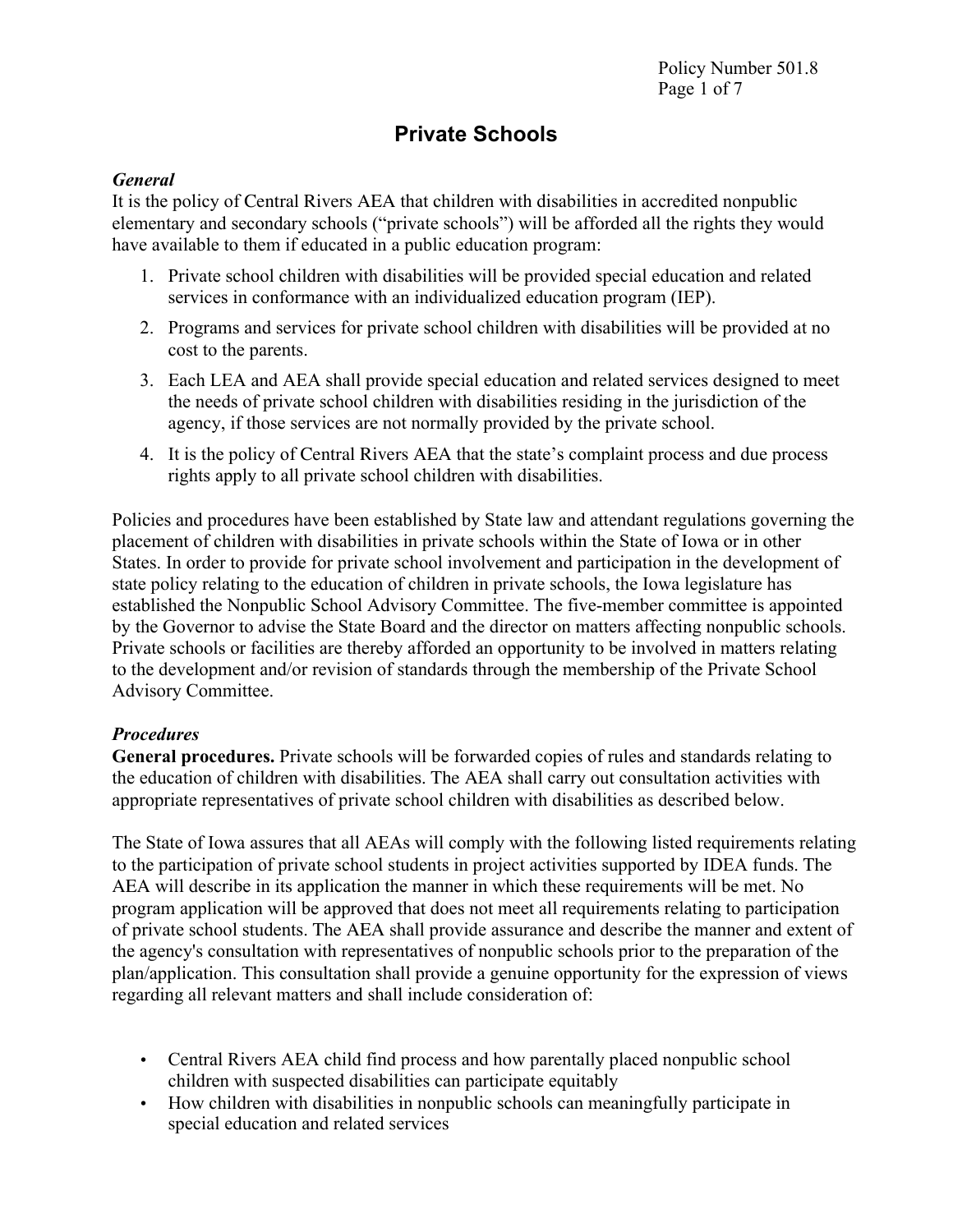# Private Schools

***General***

It is the policy of Central Rivers AEA that children with disabilities in accredited nonpublic elementary and secondary schools ("private schools") will be afforded all the rights they would have available to them if educated in a public education program:

1. Private school children with disabilities will be provided special education and related services in conformance with an individualized education program (IEP).
2. Programs and services for private school children with disabilities will be provided at no cost to the parents.
3. Each LEA and AEA shall provide special education and related services designed to meet the needs of private school children with disabilities residing in the jurisdiction of the agency, if those services are not normally provided by the private school.
4. It is the policy of Central Rivers AEA that the state's complaint process and due process rights apply to all private school children with disabilities.

Policies and procedures have been established by State law and attendant regulations governing the placement of children with disabilities in private schools within the State of Iowa or in other States. In order to provide for private school involvement and participation in the development of state policy relating to the education of children in private schools, the Iowa legislature has established the Nonpublic School Advisory Committee. The five-member committee is appointed by the Governor to advise the State Board and the director on matters affecting nonpublic schools. Private schools or facilities are thereby afforded an opportunity to be involved in matters relating to the development and/or revision of standards through the membership of the Private School Advisory Committee.

***Procedures***

**General procedures.** Private schools will be forwarded copies of rules and standards relating to the education of children with disabilities. The AEA shall carry out consultation activities with appropriate representatives of private school children with disabilities as described below.

The State of Iowa assures that all AEAs will comply with the following listed requirements relating to the participation of private school students in project activities supported by IDEA funds. The AEA will describe in its application the manner in which these requirements will be met. No program application will be approved that does not meet all requirements relating to participation of private school students. The AEA shall provide assurance and describe the manner and extent of the agency's consultation with representatives of nonpublic schools prior to the preparation of the plan/application. This consultation shall provide a genuine opportunity for the expression of views regarding all relevant matters and shall include consideration of:

- Central Rivers AEA child find process and how parentally placed nonpublic school children with suspected disabilities can participate equitably
- How children with disabilities in nonpublic schools can meaningfully participate in special education and related services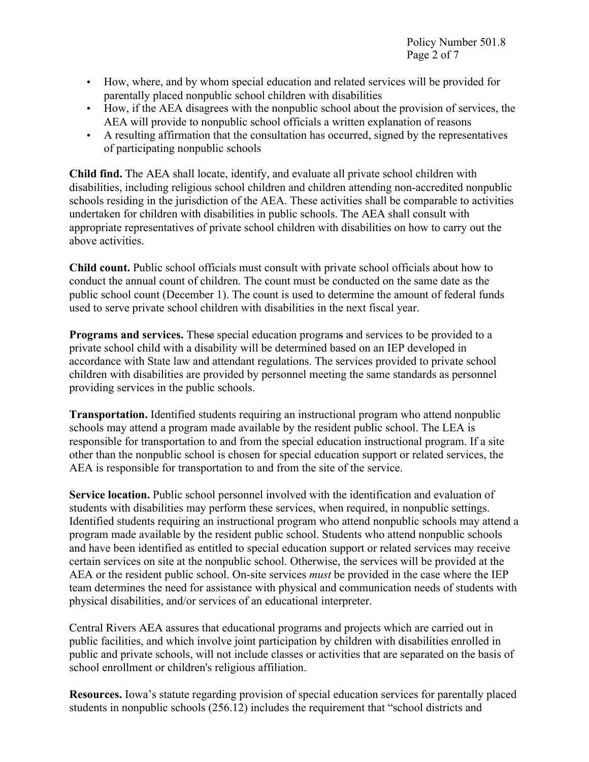- How, where, and by whom special education and related services will be provided for parentally placed nonpublic school children with disabilities
- How, if the AEA disagrees with the nonpublic school about the provision of services, the AEA will provide to nonpublic school officials a written explanation of reasons
- A resulting affirmation that the consultation has occurred, signed by the representatives of participating nonpublic schools

**Child find.** The AEA shall locate, identify, and evaluate all private school children with disabilities, including religious school children and children attending non-accredited nonpublic schools residing in the jurisdiction of the AEA. These activities shall be comparable to activities undertaken for children with disabilities in public schools. The AEA shall consult with appropriate representatives of private school children with disabilities on how to carry out the above activities.

**Child count.** Public school officials must consult with private school officials about how to conduct the annual count of children. The count must be conducted on the same date as the public school count (December 1). The count is used to determine the amount of federal funds used to serve private school children with disabilities in the next fiscal year.

**Programs and services.** The~~se~~ special education program~~s~~ and services to be provided to a private school child with a disability will be determined based on an IEP developed in accordance with State law and attendant regulations. The services provided to private school children with disabilities are provided by personnel meeting the same standards as personnel providing services in the public schools.

**Transportation.** Identified students requiring an instructional program who attend nonpublic schools may attend a program made available by the resident public school. The LEA is responsible for transportation to and from the special education instructional program. If a site other than the nonpublic school is chosen for special education support or related services, the AEA is responsible for transportation to and from the site of the service.

**Service location.** Public school personnel involved with the identification and evaluation of students with disabilities may perform these services, when required, in nonpublic settings. Identified students requiring an instructional program who attend nonpublic schools may attend a program made available by the resident public school. Students who attend nonpublic schools and have been identified as entitled to special education support or related services may receive certain services on site at the nonpublic school. Otherwise, the services will be provided at the AEA or the resident public school. On-site services *must* be provided in the case where the IEP team determines the need for assistance with physical and communication needs of students with physical disabilities, and/or services of an educational interpreter.

Central Rivers AEA assures that educational programs and projects which are carried out in public facilities, and which involve joint participation by children with disabilities enrolled in public and private schools, will not include classes or activities that are separated on the basis of school enrollment or children's religious affiliation.

**Resources.** Iowa's statute regarding provision of special education services for parentally placed students in nonpublic schools (256.12) includes the requirement that "school districts and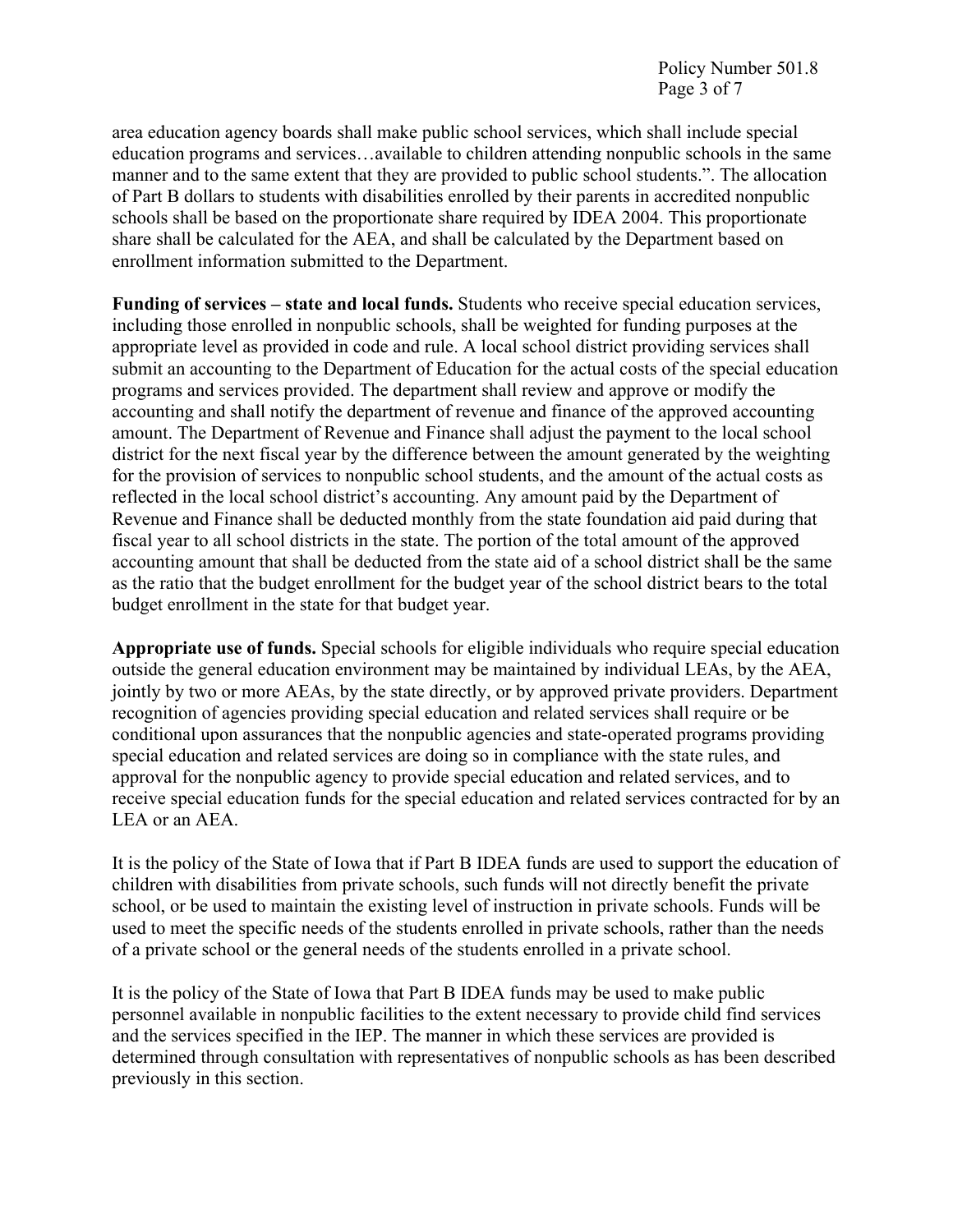area education agency boards shall make public school services, which shall include special education programs and services…available to children attending nonpublic schools in the same manner and to the same extent that they are provided to public school students.". The allocation of Part B dollars to students with disabilities enrolled by their parents in accredited nonpublic schools shall be based on the proportionate share required by IDEA 2004. This proportionate share shall be calculated for the AEA, and shall be calculated by the Department based on enrollment information submitted to the Department.

**Funding of services – state and local funds.** Students who receive special education services, including those enrolled in nonpublic schools, shall be weighted for funding purposes at the appropriate level as provided in code and rule. A local school district providing services shall submit an accounting to the Department of Education for the actual costs of the special education programs and services provided. The department shall review and approve or modify the accounting and shall notify the department of revenue and finance of the approved accounting amount. The Department of Revenue and Finance shall adjust the payment to the local school district for the next fiscal year by the difference between the amount generated by the weighting for the provision of services to nonpublic school students, and the amount of the actual costs as reflected in the local school district's accounting. Any amount paid by the Department of Revenue and Finance shall be deducted monthly from the state foundation aid paid during that fiscal year to all school districts in the state. The portion of the total amount of the approved accounting amount that shall be deducted from the state aid of a school district shall be the same as the ratio that the budget enrollment for the budget year of the school district bears to the total budget enrollment in the state for that budget year.

**Appropriate use of funds.** Special schools for eligible individuals who require special education outside the general education environment may be maintained by individual LEAs, by the AEA, jointly by two or more AEAs, by the state directly, or by approved private providers. Department recognition of agencies providing special education and related services shall require or be conditional upon assurances that the nonpublic agencies and state-operated programs providing special education and related services are doing so in compliance with the state rules, and approval for the nonpublic agency to provide special education and related services, and to receive special education funds for the special education and related services contracted for by an LEA or an AEA.

It is the policy of the State of Iowa that if Part B IDEA funds are used to support the education of children with disabilities from private schools, such funds will not directly benefit the private school, or be used to maintain the existing level of instruction in private schools. Funds will be used to meet the specific needs of the students enrolled in private schools, rather than the needs of a private school or the general needs of the students enrolled in a private school.

It is the policy of the State of Iowa that Part B IDEA funds may be used to make public personnel available in nonpublic facilities to the extent necessary to provide child find services and the services specified in the IEP. The manner in which these services are provided is determined through consultation with representatives of nonpublic schools as has been described previously in this section.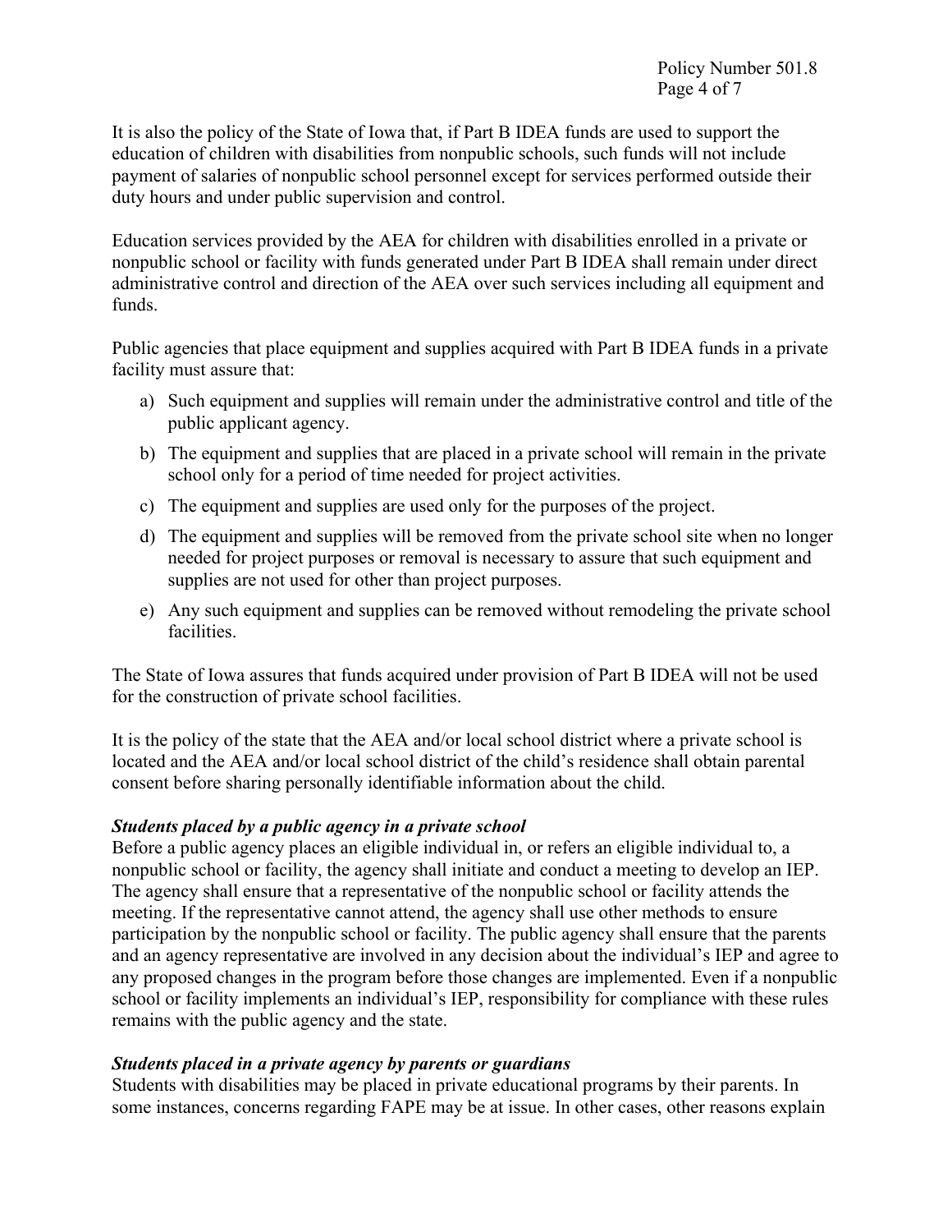It is also the policy of the State of Iowa that, if Part B IDEA funds are used to support the education of children with disabilities from nonpublic schools, such funds will not include payment of salaries of nonpublic school personnel except for services performed outside their duty hours and under public supervision and control.

Education services provided by the AEA for children with disabilities enrolled in a private or nonpublic school or facility with funds generated under Part B IDEA shall remain under direct administrative control and direction of the AEA over such services including all equipment and funds.

Public agencies that place equipment and supplies acquired with Part B IDEA funds in a private facility must assure that:

a) Such equipment and supplies will remain under the administrative control and title of the public applicant agency.
b) The equipment and supplies that are placed in a private school will remain in the private school only for a period of time needed for project activities.
c) The equipment and supplies are used only for the purposes of the project.
d) The equipment and supplies will be removed from the private school site when no longer needed for project purposes or removal is necessary to assure that such equipment and supplies are not used for other than project purposes.
e) Any such equipment and supplies can be removed without remodeling the private school facilities.

The State of Iowa assures that funds acquired under provision of Part B IDEA will not be used for the construction of private school facilities.

It is the policy of the state that the AEA and/or local school district where a private school is located and the AEA and/or local school district of the child's residence shall obtain parental consent before sharing personally identifiable information about the child.

***Students placed by a public agency in a private school***

Before a public agency places an eligible individual in, or refers an eligible individual to, a nonpublic school or facility, the agency shall initiate and conduct a meeting to develop an IEP. The agency shall ensure that a representative of the nonpublic school or facility attends the meeting. If the representative cannot attend, the agency shall use other methods to ensure participation by the nonpublic school or facility. The public agency shall ensure that the parents and an agency representative are involved in any decision about the individual's IEP and agree to any proposed changes in the program before those changes are implemented. Even if a nonpublic school or facility implements an individual's IEP, responsibility for compliance with these rules remains with the public agency and the state.

***Students placed in a private agency by parents or guardians***

Students with disabilities may be placed in private educational programs by their parents. In some instances, concerns regarding FAPE may be at issue. In other cases, other reasons explain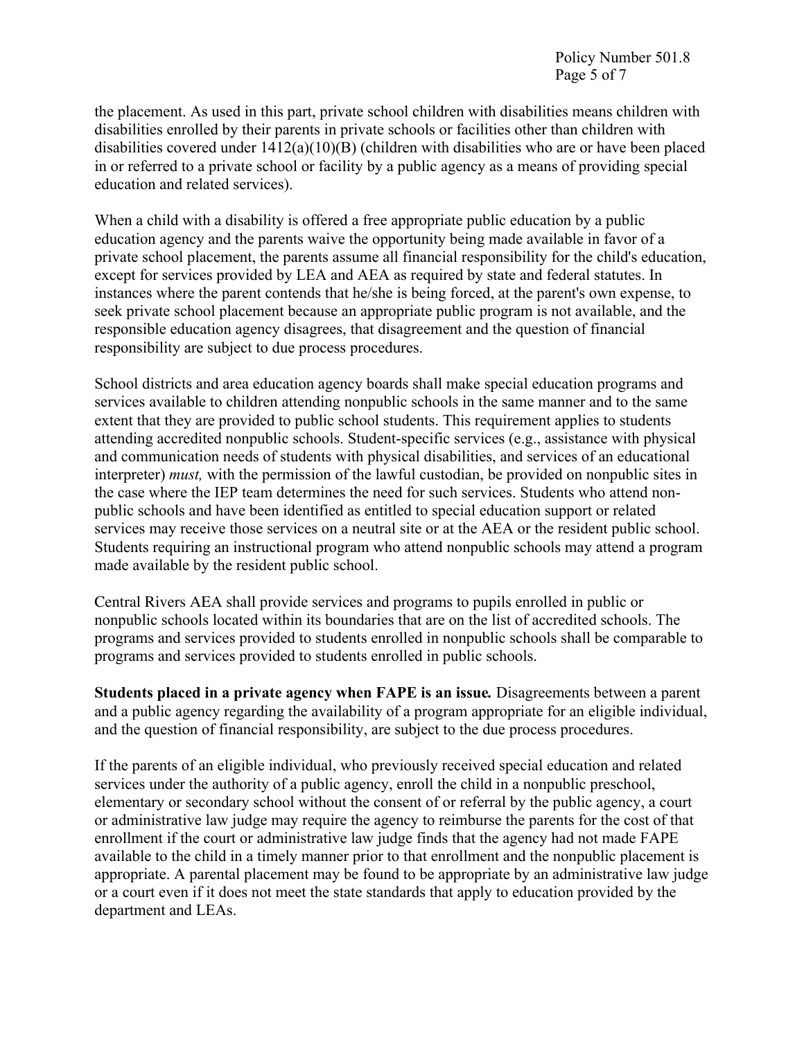the placement. As used in this part, private school children with disabilities means children with disabilities enrolled by their parents in private schools or facilities other than children with disabilities covered under 1412(a)(10)(B) (children with disabilities who are or have been placed in or referred to a private school or facility by a public agency as a means of providing special education and related services).

When a child with a disability is offered a free appropriate public education by a public education agency and the parents waive the opportunity being made available in favor of a private school placement, the parents assume all financial responsibility for the child's education, except for services provided by LEA and AEA as required by state and federal statutes. In instances where the parent contends that he/she is being forced, at the parent's own expense, to seek private school placement because an appropriate public program is not available, and the responsible education agency disagrees, that disagreement and the question of financial responsibility are subject to due process procedures.

School districts and area education agency boards shall make special education programs and services available to children attending nonpublic schools in the same manner and to the same extent that they are provided to public school students. This requirement applies to students attending accredited nonpublic schools. Student-specific services (e.g., assistance with physical and communication needs of students with physical disabilities, and services of an educational interpreter) *must,* with the permission of the lawful custodian, be provided on nonpublic sites in the case where the IEP team determines the need for such services. Students who attend non-public schools and have been identified as entitled to special education support or related services may receive those services on a neutral site or at the AEA or the resident public school. Students requiring an instructional program who attend nonpublic schools may attend a program made available by the resident public school.

Central Rivers AEA shall provide services and programs to pupils enrolled in public or nonpublic schools located within its boundaries that are on the list of accredited schools. The programs and services provided to students enrolled in nonpublic schools shall be comparable to programs and services provided to students enrolled in public schools.

**Students placed in a private agency when FAPE is an issue.** Disagreements between a parent and a public agency regarding the availability of a program appropriate for an eligible individual, and the question of financial responsibility, are subject to the due process procedures.

If the parents of an eligible individual, who previously received special education and related services under the authority of a public agency, enroll the child in a nonpublic preschool, elementary or secondary school without the consent of or referral by the public agency, a court or administrative law judge may require the agency to reimburse the parents for the cost of that enrollment if the court or administrative law judge finds that the agency had not made FAPE available to the child in a timely manner prior to that enrollment and the nonpublic placement is appropriate. A parental placement may be found to be appropriate by an administrative law judge or a court even if it does not meet the state standards that apply to education provided by the department and LEAs.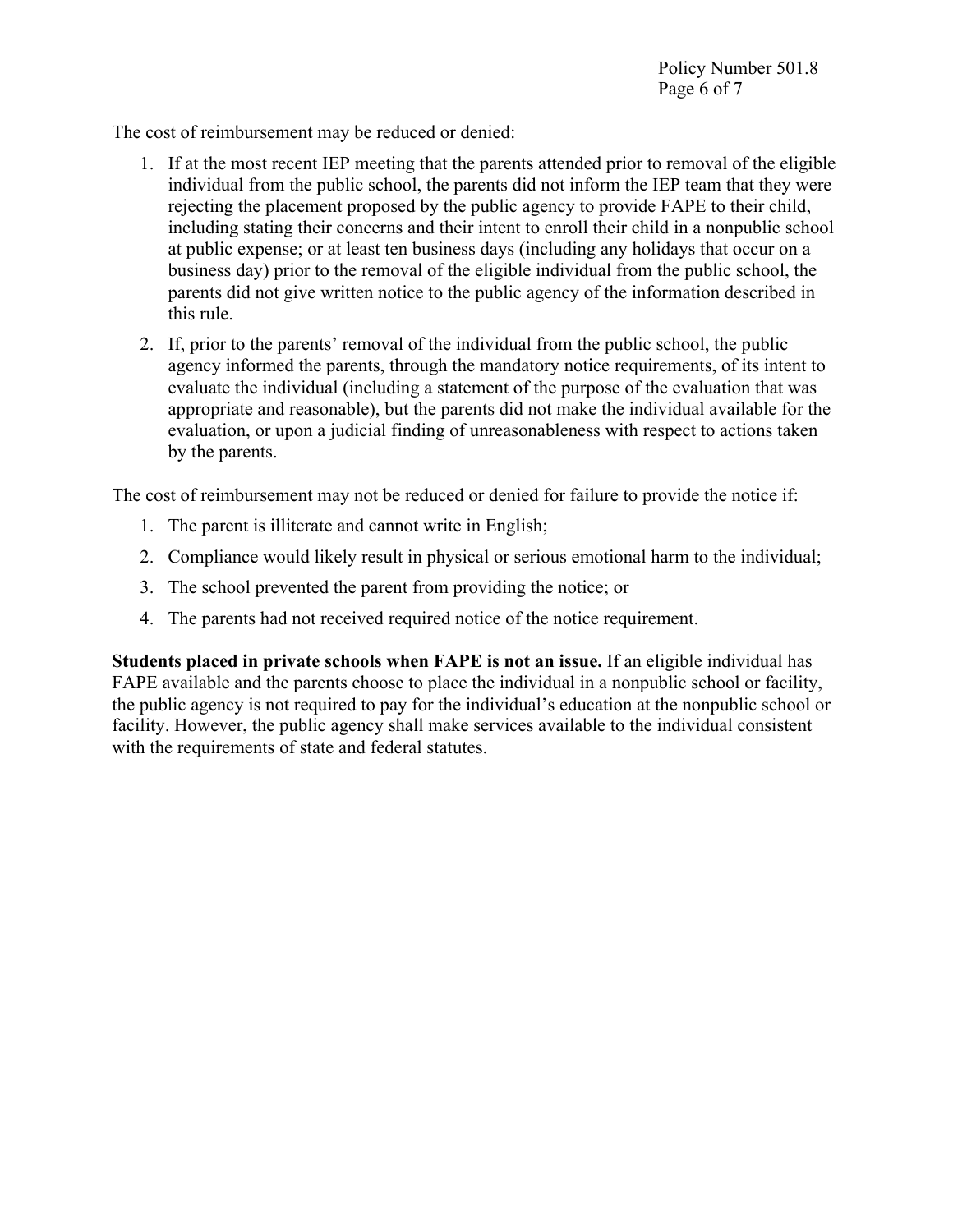The cost of reimbursement may be reduced or denied:

1. If at the most recent IEP meeting that the parents attended prior to removal of the eligible individual from the public school, the parents did not inform the IEP team that they were rejecting the placement proposed by the public agency to provide FAPE to their child, including stating their concerns and their intent to enroll their child in a nonpublic school at public expense; or at least ten business days (including any holidays that occur on a business day) prior to the removal of the eligible individual from the public school, the parents did not give written notice to the public agency of the information described in this rule.
2. If, prior to the parents' removal of the individual from the public school, the public agency informed the parents, through the mandatory notice requirements, of its intent to evaluate the individual (including a statement of the purpose of the evaluation that was appropriate and reasonable), but the parents did not make the individual available for the evaluation, or upon a judicial finding of unreasonableness with respect to actions taken by the parents.

The cost of reimbursement may not be reduced or denied for failure to provide the notice if:

1. The parent is illiterate and cannot write in English;
2. Compliance would likely result in physical or serious emotional harm to the individual;
3. The school prevented the parent from providing the notice; or
4. The parents had not received required notice of the notice requirement.

**Students placed in private schools when FAPE is not an issue.** If an eligible individual has FAPE available and the parents choose to place the individual in a nonpublic school or facility, the public agency is not required to pay for the individual's education at the nonpublic school or facility. However, the public agency shall make services available to the individual consistent with the requirements of state and federal statutes.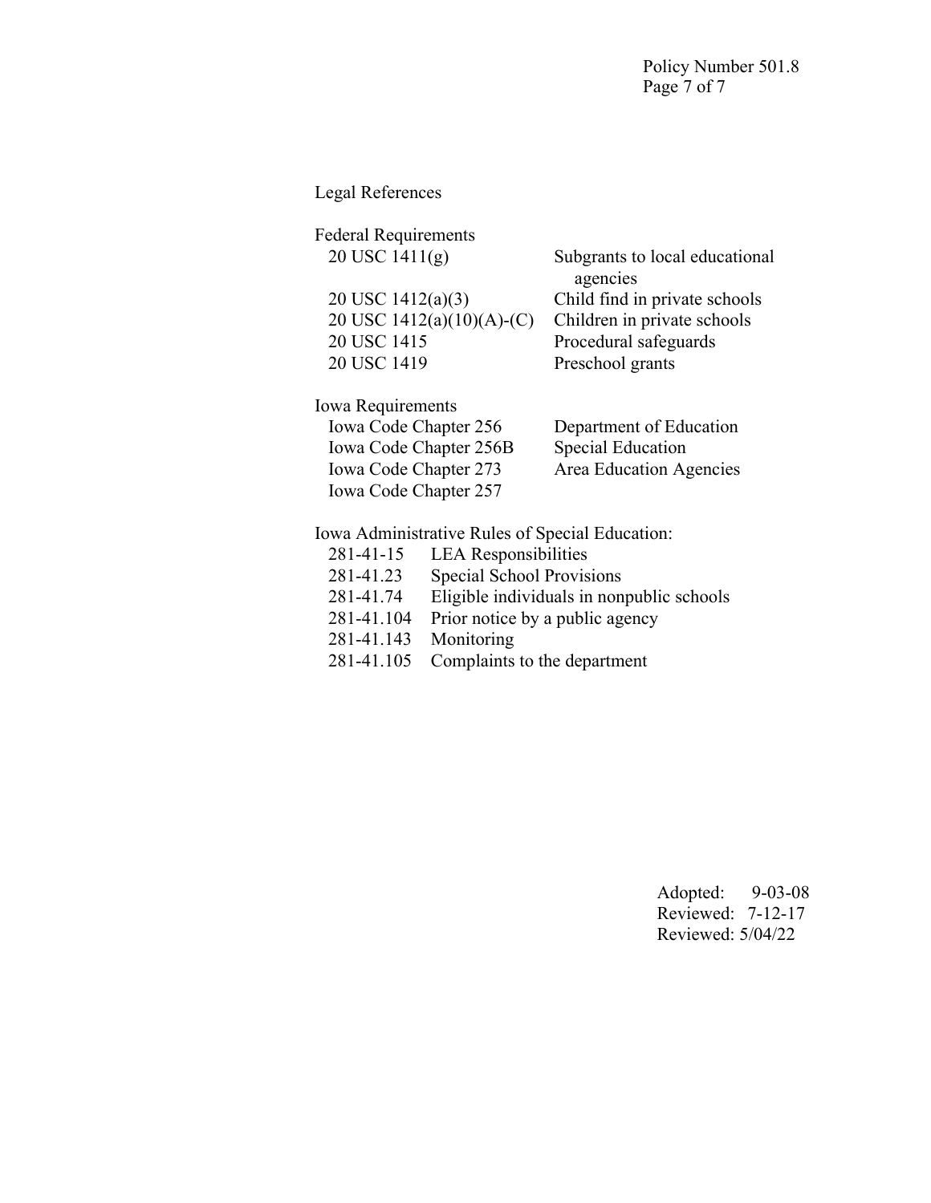Legal References

Federal Requirements

| | |
|---|---|
| 20 USC 1411(g) | Subgrants to local educational agencies |
| 20 USC 1412(a)(3) | Child find in private schools |
| 20 USC 1412(a)(10)(A)-(C) | Children in private schools |
| 20 USC 1415 | Procedural safeguards |
| 20 USC 1419 | Preschool grants |

Iowa Requirements

| | |
|---|---|
| Iowa Code Chapter 256 | Department of Education |
| Iowa Code Chapter 256B | Special Education |
| Iowa Code Chapter 273 | Area Education Agencies |
| Iowa Code Chapter 257 | |

Iowa Administrative Rules of Special Education:

| | |
|---|---|
| 281-41-15 | LEA Responsibilities |
| 281-41.23 | Special School Provisions |
| 281-41.74 | Eligible individuals in nonpublic schools |
| 281-41.104 | Prior notice by a public agency |
| 281-41.143 | Monitoring |
| 281-41.105 | Complaints to the department |

Adopted: 9-03-08
Reviewed: 7-12-17
Reviewed: 5/04/22